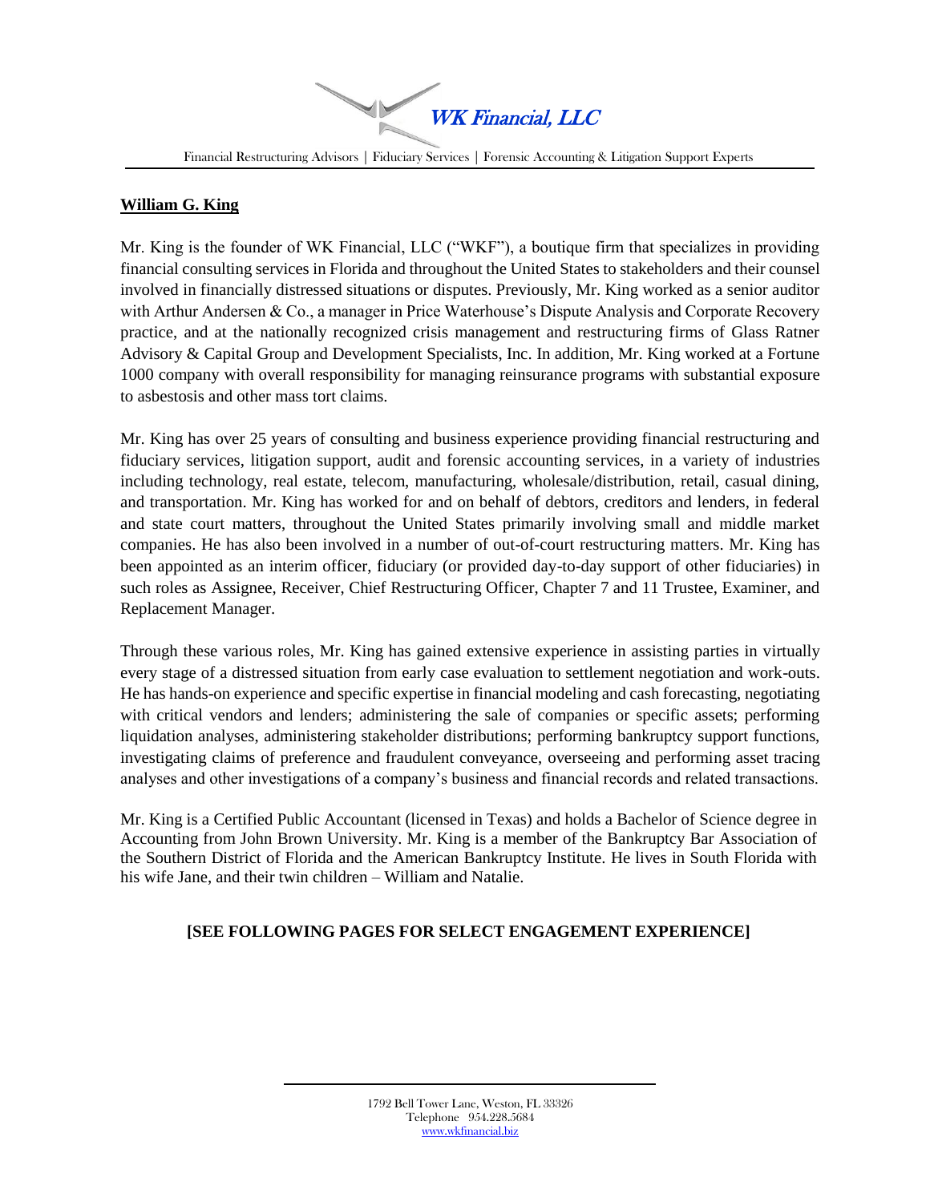WK Financial, LLC

Financial Restructuring Advisors | Fiduciary Services | Forensic Accounting & Litigation Support Experts

**William G. King**

Mr. King is the founder of WK Financial, LLC ("WKF"), a boutique firm that specializes in providing financial consulting services in Florida and throughout the United States to stakeholders and their counsel involved in financially distressed situations or disputes. Previously, Mr. King worked as a senior auditor with Arthur Andersen & Co., a manager in Price Waterhouse's Dispute Analysis and Corporate Recovery practice, and at the nationally recognized crisis management and restructuring firms of Glass Ratner Advisory & Capital Group and Development Specialists, Inc. In addition, Mr. King worked at a Fortune 1000 company with overall responsibility for managing reinsurance programs with substantial exposure to asbestosis and other mass tort claims.

Mr. King has over 25 years of consulting and business experience providing financial restructuring and fiduciary services, litigation support, audit and forensic accounting services, in a variety of industries including technology, real estate, telecom, manufacturing, wholesale/distribution, retail, casual dining, and transportation. Mr. King has worked for and on behalf of debtors, creditors and lenders, in federal and state court matters, throughout the United States primarily involving small and middle market companies. He has also been involved in a number of out-of-court restructuring matters. Mr. King has been appointed as an interim officer, fiduciary (or provided day-to-day support of other fiduciaries) in such roles as Assignee, Receiver, Chief Restructuring Officer, Chapter 7 and 11 Trustee, Examiner, and Replacement Manager.

Through these various roles, Mr. King has gained extensive experience in assisting parties in virtually every stage of a distressed situation from early case evaluation to settlement negotiation and work-outs. He has hands-on experience and specific expertise in financial modeling and cash forecasting, negotiating with critical vendors and lenders; administering the sale of companies or specific assets; performing liquidation analyses, administering stakeholder distributions; performing bankruptcy support functions, investigating claims of preference and fraudulent conveyance, overseeing and performing asset tracing analyses and other investigations of a company's business and financial records and related transactions.

Mr. King is a Certified Public Accountant (licensed in Texas) and holds a Bachelor of Science degree in Accounting from John Brown University. Mr. King is a member of the Bankruptcy Bar Association of the Southern District of Florida and the American Bankruptcy Institute. He lives in South Florida with his wife Jane, and their twin children – William and Natalie.

**[SEE FOLLOWING PAGES FOR SELECT ENGAGEMENT EXPERIENCE]**

1792 Bell Tower Lane, Weston, FL 33326
Telephone 954.228.5684
www.wkfinancial.biz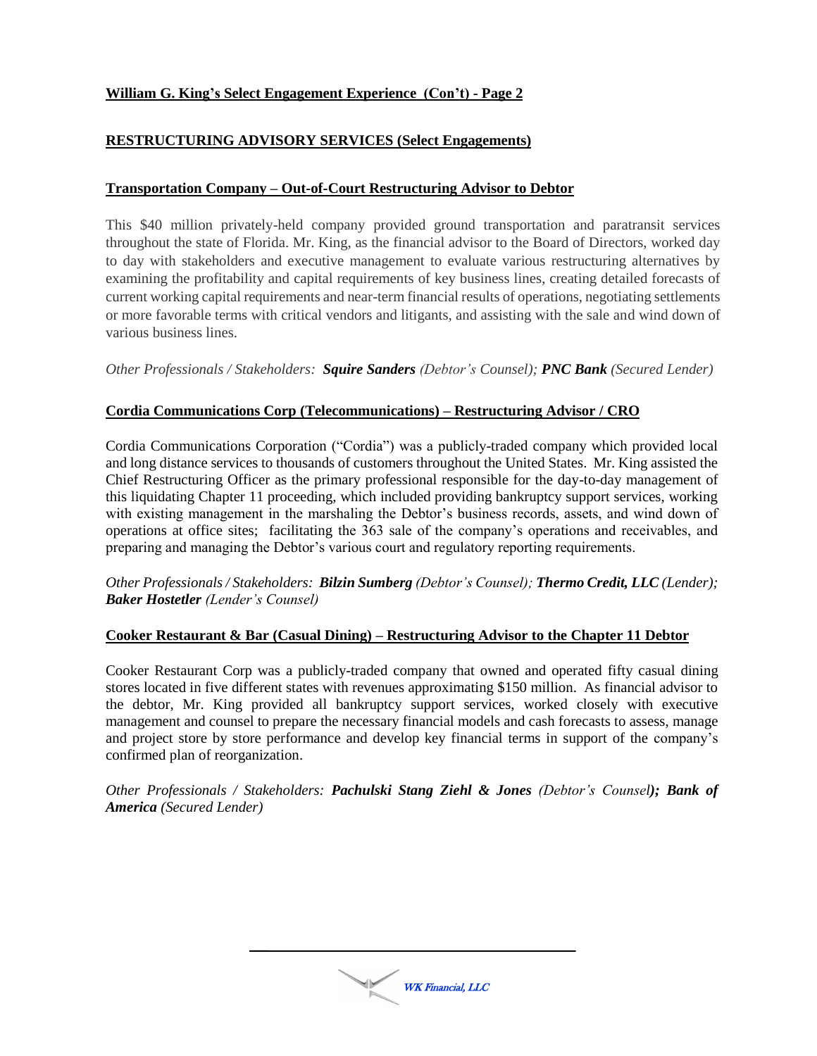**William G. King's Select Engagement Experience (Con't) - Page 2**

## RESTRUCTURING ADVISORY SERVICES (Select Engagements)

### Transportation Company – Out-of-Court Restructuring Advisor to Debtor

This $40 million privately-held company provided ground transportation and paratransit services throughout the state of Florida. Mr. King, as the financial advisor to the Board of Directors, worked day to day with stakeholders and executive management to evaluate various restructuring alternatives by examining the profitability and capital requirements of key business lines, creating detailed forecasts of current working capital requirements and near-term financial results of operations, negotiating settlements or more favorable terms with critical vendors and litigants, and assisting with the sale and wind down of various business lines.

*Other Professionals / Stakeholders:* ***Squire Sanders*** *(Debtor's Counsel);* ***PNC Bank*** *(Secured Lender)*

### Cordia Communications Corp (Telecommunications) – Restructuring Advisor / CRO

Cordia Communications Corporation ("Cordia") was a publicly-traded company which provided local and long distance services to thousands of customers throughout the United States. Mr. King assisted the Chief Restructuring Officer as the primary professional responsible for the day-to-day management of this liquidating Chapter 11 proceeding, which included providing bankruptcy support services, working with existing management in the marshaling the Debtor's business records, assets, and wind down of operations at office sites; facilitating the 363 sale of the company's operations and receivables, and preparing and managing the Debtor's various court and regulatory reporting requirements.

*Other Professionals / Stakeholders:* ***Bilzin Sumberg*** *(Debtor's Counsel);* ***Thermo Credit, LLC*** *(Lender);* ***Baker Hostetler*** *(Lender's Counsel)*

### Cooker Restaurant & Bar (Casual Dining) – Restructuring Advisor to the Chapter 11 Debtor

Cooker Restaurant Corp was a publicly-traded company that owned and operated fifty casual dining stores located in five different states with revenues approximating $150 million. As financial advisor to the debtor, Mr. King provided all bankruptcy support services, worked closely with executive management and counsel to prepare the necessary financial models and cash forecasts to assess, manage and project store by store performance and develop key financial terms in support of the company's confirmed plan of reorganization.

*Other Professionals / Stakeholders:* ***Pachulski Stang Ziehl & Jones*** *(Debtor's Counsel);* ***Bank of America*** *(Secured Lender)*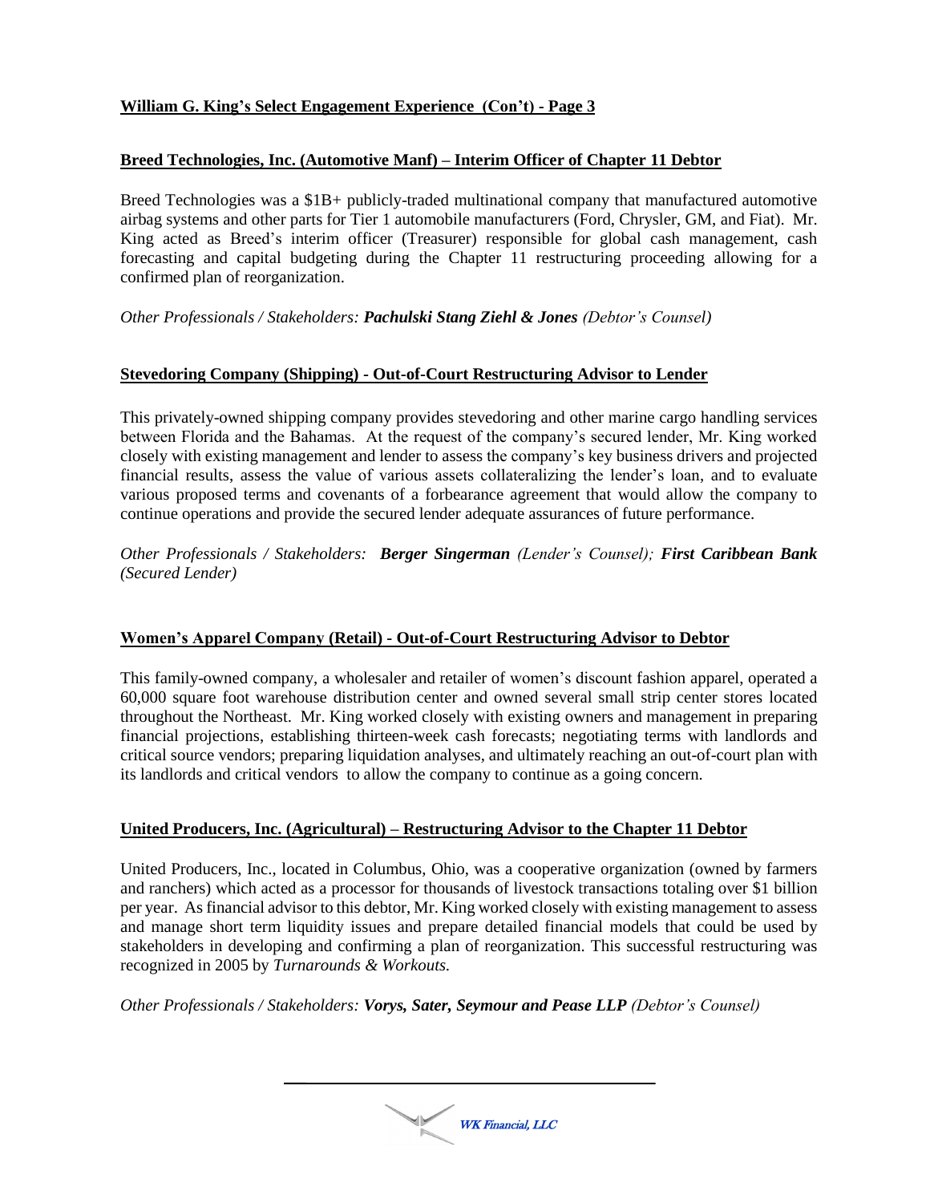## William G. King's Select Engagement Experience (Con't) - Page 3

### Breed Technologies, Inc. (Automotive Manf) – Interim Officer of Chapter 11 Debtor

Breed Technologies was a $1B+ publicly-traded multinational company that manufactured automotive airbag systems and other parts for Tier 1 automobile manufacturers (Ford, Chrysler, GM, and Fiat). Mr. King acted as Breed's interim officer (Treasurer) responsible for global cash management, cash forecasting and capital budgeting during the Chapter 11 restructuring proceeding allowing for a confirmed plan of reorganization.

*Other Professionals / Stakeholders:* ***Pachulski Stang Ziehl & Jones*** *(Debtor's Counsel)*

### Stevedoring Company (Shipping) - Out-of-Court Restructuring Advisor to Lender

This privately-owned shipping company provides stevedoring and other marine cargo handling services between Florida and the Bahamas. At the request of the company's secured lender, Mr. King worked closely with existing management and lender to assess the company's key business drivers and projected financial results, assess the value of various assets collateralizing the lender's loan, and to evaluate various proposed terms and covenants of a forbearance agreement that would allow the company to continue operations and provide the secured lender adequate assurances of future performance.

*Other Professionals / Stakeholders:* ***Berger Singerman*** *(Lender's Counsel);* ***First Caribbean Bank*** *(Secured Lender)*

### Women's Apparel Company (Retail) - Out-of-Court Restructuring Advisor to Debtor

This family-owned company, a wholesaler and retailer of women's discount fashion apparel, operated a 60,000 square foot warehouse distribution center and owned several small strip center stores located throughout the Northeast. Mr. King worked closely with existing owners and management in preparing financial projections, establishing thirteen-week cash forecasts; negotiating terms with landlords and critical source vendors; preparing liquidation analyses, and ultimately reaching an out-of-court plan with its landlords and critical vendors to allow the company to continue as a going concern.

### United Producers, Inc. (Agricultural) – Restructuring Advisor to the Chapter 11 Debtor

United Producers, Inc., located in Columbus, Ohio, was a cooperative organization (owned by farmers and ranchers) which acted as a processor for thousands of livestock transactions totaling over $1 billion per year. As financial advisor to this debtor, Mr. King worked closely with existing management to assess and manage short term liquidity issues and prepare detailed financial models that could be used by stakeholders in developing and confirming a plan of reorganization. This successful restructuring was recognized in 2005 by *Turnarounds & Workouts.*

*Other Professionals / Stakeholders:* ***Vorys, Sater, Seymour and Pease LLP*** *(Debtor's Counsel)*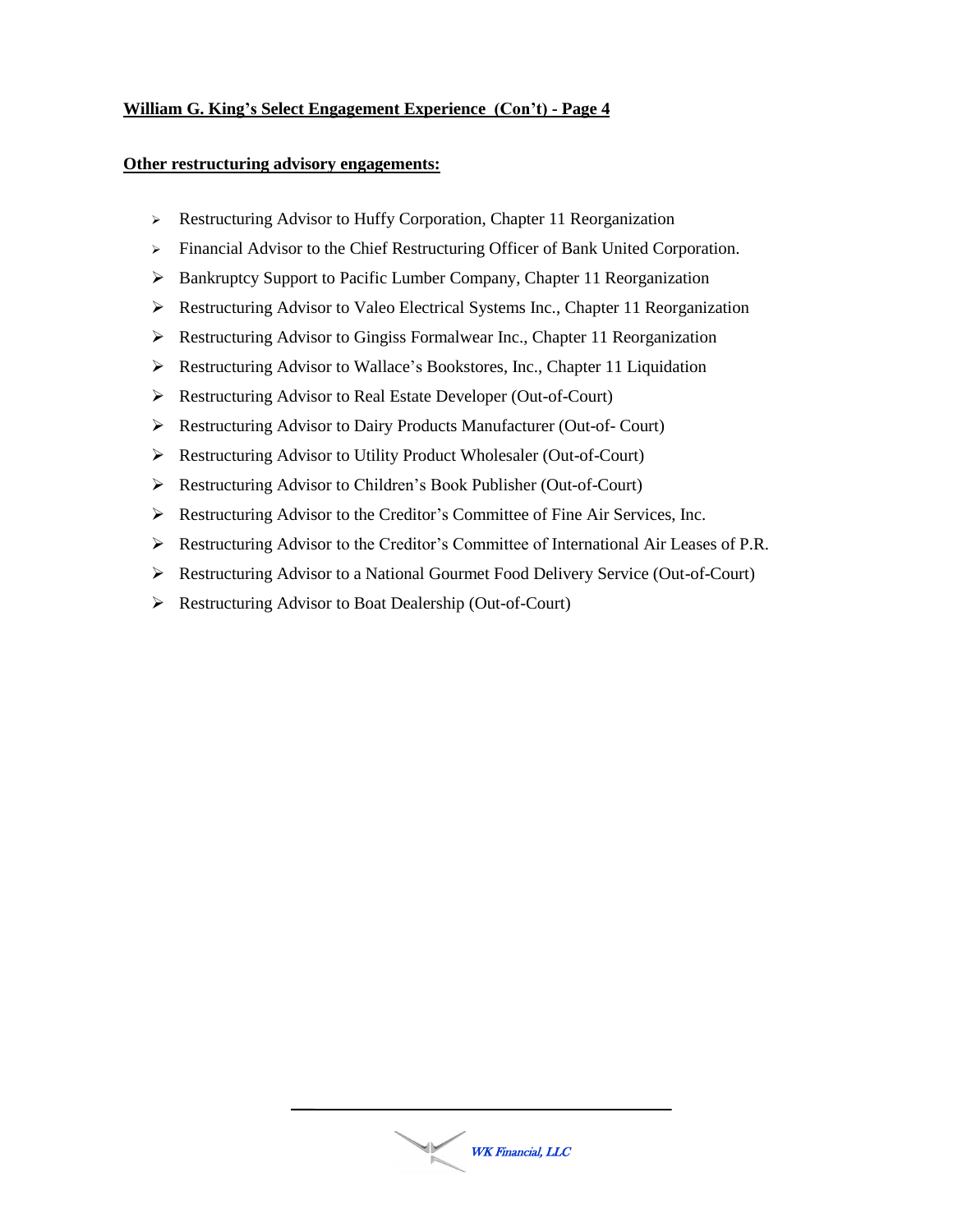**William G. King's Select Engagement Experience (Con't) - Page 4**

**Other restructuring advisory engagements:**

- Restructuring Advisor to Huffy Corporation, Chapter 11 Reorganization
- Financial Advisor to the Chief Restructuring Officer of Bank United Corporation.
- Bankruptcy Support to Pacific Lumber Company, Chapter 11 Reorganization
- Restructuring Advisor to Valeo Electrical Systems Inc., Chapter 11 Reorganization
- Restructuring Advisor to Gingiss Formalwear Inc., Chapter 11 Reorganization
- Restructuring Advisor to Wallace's Bookstores, Inc., Chapter 11 Liquidation
- Restructuring Advisor to Real Estate Developer (Out-of-Court)
- Restructuring Advisor to Dairy Products Manufacturer (Out-of- Court)
- Restructuring Advisor to Utility Product Wholesaler (Out-of-Court)
- Restructuring Advisor to Children's Book Publisher (Out-of-Court)
- Restructuring Advisor to the Creditor's Committee of Fine Air Services, Inc.
- Restructuring Advisor to the Creditor's Committee of International Air Leases of P.R.
- Restructuring Advisor to a National Gourmet Food Delivery Service (Out-of-Court)
- Restructuring Advisor to Boat Dealership (Out-of-Court)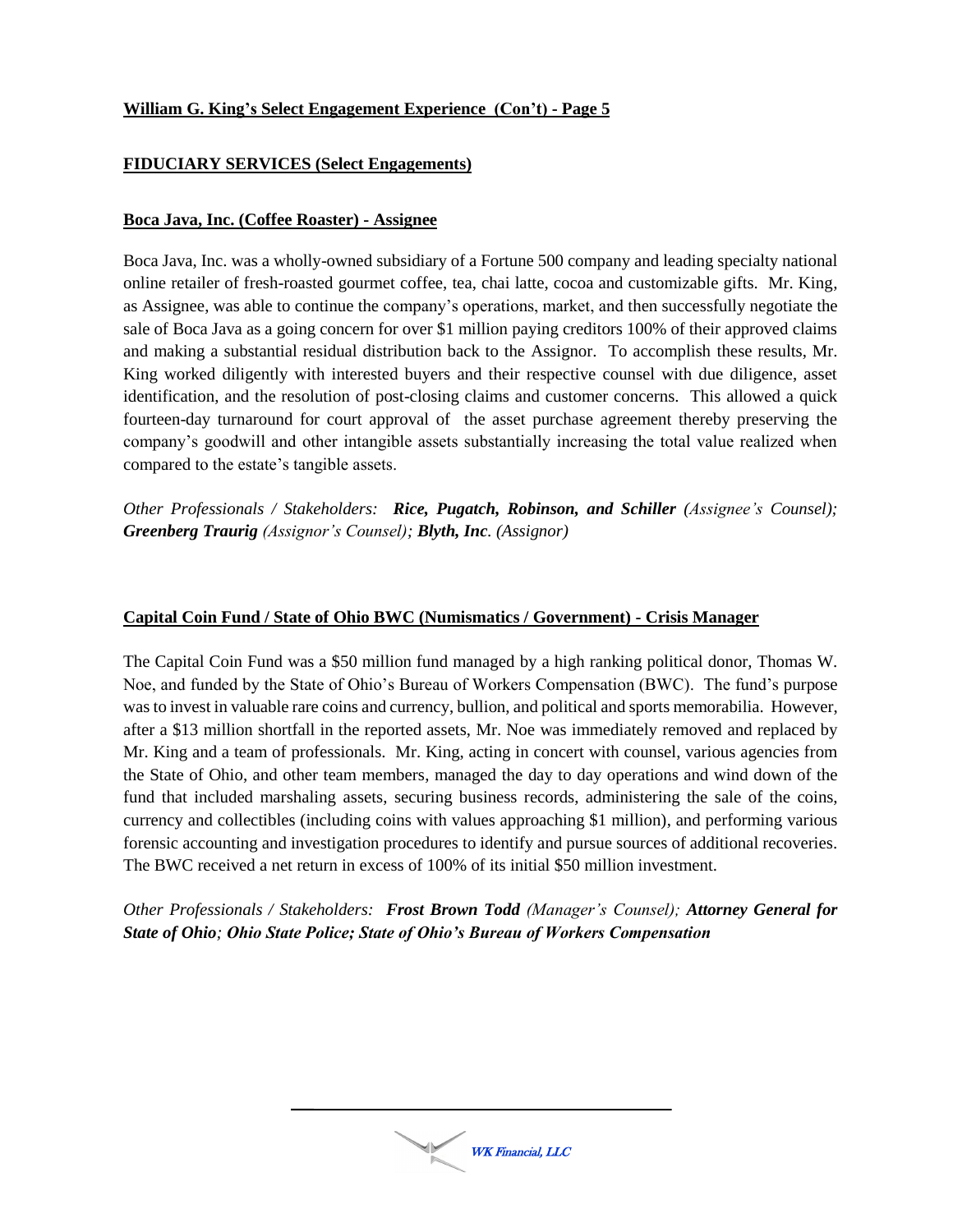**William G. King's Select Engagement Experience (Con't) - Page 5**

## FIDUCIARY SERVICES (Select Engagements)

### Boca Java, Inc. (Coffee Roaster) - Assignee

Boca Java, Inc. was a wholly-owned subsidiary of a Fortune 500 company and leading specialty national online retailer of fresh-roasted gourmet coffee, tea, chai latte, cocoa and customizable gifts. Mr. King, as Assignee, was able to continue the company's operations, market, and then successfully negotiate the sale of Boca Java as a going concern for over $1 million paying creditors 100% of their approved claims and making a substantial residual distribution back to the Assignor. To accomplish these results, Mr. King worked diligently with interested buyers and their respective counsel with due diligence, asset identification, and the resolution of post-closing claims and customer concerns. This allowed a quick fourteen-day turnaround for court approval of the asset purchase agreement thereby preserving the company's goodwill and other intangible assets substantially increasing the total value realized when compared to the estate's tangible assets.

*Other Professionals / Stakeholders:* ***Rice, Pugatch, Robinson, and Schiller*** *(Assignee's Counsel);* ***Greenberg Traurig*** *(Assignor's Counsel);* ***Blyth, Inc.*** *(Assignor)*

### Capital Coin Fund / State of Ohio BWC (Numismatics / Government) - Crisis Manager

The Capital Coin Fund was a $50 million fund managed by a high ranking political donor, Thomas W. Noe, and funded by the State of Ohio's Bureau of Workers Compensation (BWC). The fund's purpose was to invest in valuable rare coins and currency, bullion, and political and sports memorabilia. However, after a $13 million shortfall in the reported assets, Mr. Noe was immediately removed and replaced by Mr. King and a team of professionals. Mr. King, acting in concert with counsel, various agencies from the State of Ohio, and other team members, managed the day to day operations and wind down of the fund that included marshaling assets, securing business records, administering the sale of the coins, currency and collectibles (including coins with values approaching $1 million), and performing various forensic accounting and investigation procedures to identify and pursue sources of additional recoveries. The BWC received a net return in excess of 100% of its initial $50 million investment.

*Other Professionals / Stakeholders:* ***Frost Brown Todd*** *(Manager's Counsel);* ***Attorney General for State of Ohio; Ohio State Police; State of Ohio's Bureau of Workers Compensation***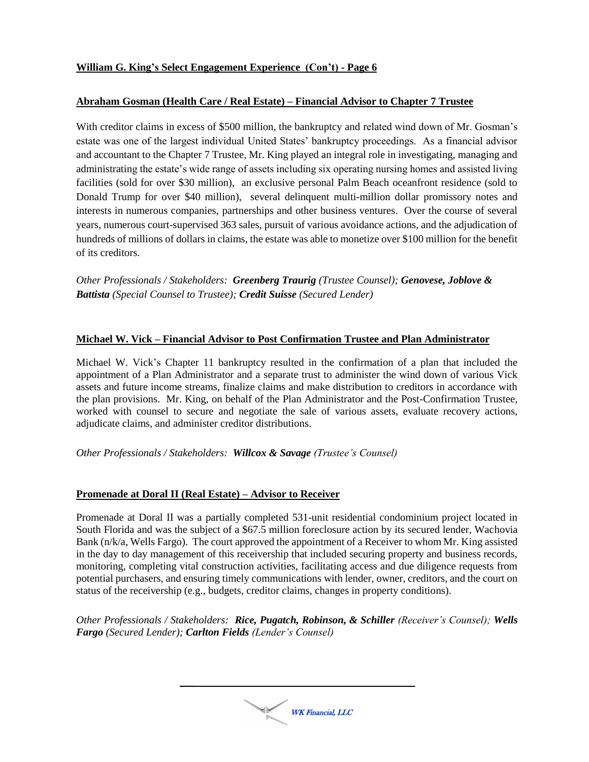## William G. King's Select Engagement Experience (Con't) - Page 6

### Abraham Gosman (Health Care / Real Estate) – Financial Advisor to Chapter 7 Trustee

With creditor claims in excess of $500 million, the bankruptcy and related wind down of Mr. Gosman's estate was one of the largest individual United States' bankruptcy proceedings. As a financial advisor and accountant to the Chapter 7 Trustee, Mr. King played an integral role in investigating, managing and administrating the estate's wide range of assets including six operating nursing homes and assisted living facilities (sold for over $30 million), an exclusive personal Palm Beach oceanfront residence (sold to Donald Trump for over $40 million), several delinquent multi-million dollar promissory notes and interests in numerous companies, partnerships and other business ventures. Over the course of several years, numerous court-supervised 363 sales, pursuit of various avoidance actions, and the adjudication of hundreds of millions of dollars in claims, the estate was able to monetize over $100 million for the benefit of its creditors.

*Other Professionals / Stakeholders:* ***Greenberg Traurig*** *(Trustee Counsel);* ***Genovese, Joblove & Battista*** *(Special Counsel to Trustee);* ***Credit Suisse*** *(Secured Lender)*

### Michael W. Vick – Financial Advisor to Post Confirmation Trustee and Plan Administrator

Michael W. Vick's Chapter 11 bankruptcy resulted in the confirmation of a plan that included the appointment of a Plan Administrator and a separate trust to administer the wind down of various Vick assets and future income streams, finalize claims and make distribution to creditors in accordance with the plan provisions. Mr. King, on behalf of the Plan Administrator and the Post-Confirmation Trustee, worked with counsel to secure and negotiate the sale of various assets, evaluate recovery actions, adjudicate claims, and administer creditor distributions.

*Other Professionals / Stakeholders:* ***Willcox & Savage*** *(Trustee's Counsel)*

### Promenade at Doral II (Real Estate) – Advisor to Receiver

Promenade at Doral II was a partially completed 531-unit residential condominium project located in South Florida and was the subject of a $67.5 million foreclosure action by its secured lender, Wachovia Bank (n/k/a, Wells Fargo). The court approved the appointment of a Receiver to whom Mr. King assisted in the day to day management of this receivership that included securing property and business records, monitoring, completing vital construction activities, facilitating access and due diligence requests from potential purchasers, and ensuring timely communications with lender, owner, creditors, and the court on status of the receivership (e.g., budgets, creditor claims, changes in property conditions).

*Other Professionals / Stakeholders:* ***Rice, Pugatch, Robinson, & Schiller*** *(Receiver's Counsel);* ***Wells Fargo*** *(Secured Lender);* ***Carlton Fields*** *(Lender's Counsel)*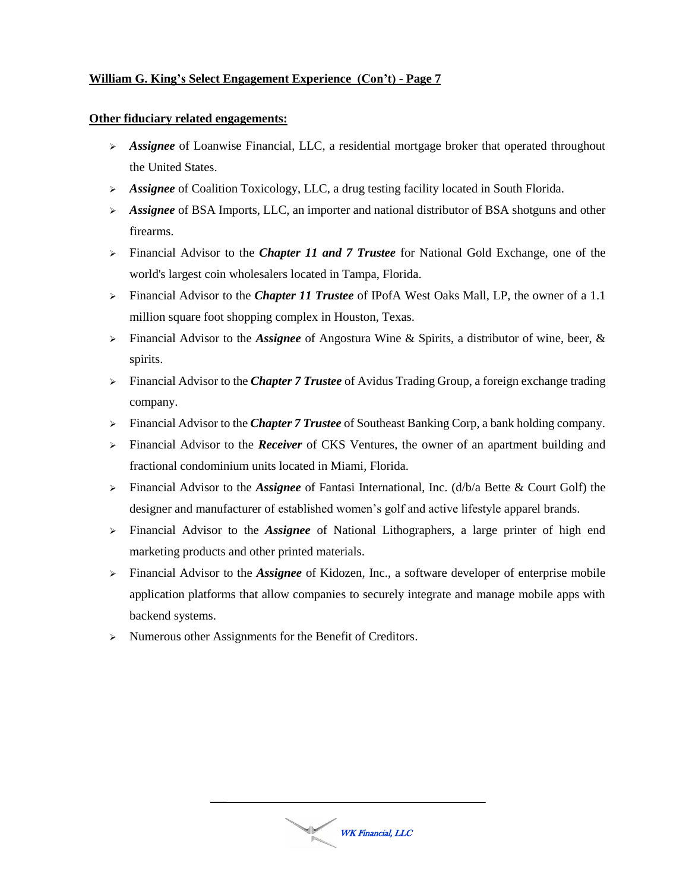**William G. King's Select Engagement Experience (Con't) - Page 7**

**Other fiduciary related engagements:**

- ***Assignee*** of Loanwise Financial, LLC, a residential mortgage broker that operated throughout the United States.
- ***Assignee*** of Coalition Toxicology, LLC, a drug testing facility located in South Florida.
- ***Assignee*** of BSA Imports, LLC, an importer and national distributor of BSA shotguns and other firearms.
- Financial Advisor to the ***Chapter 11 and 7 Trustee*** for National Gold Exchange, one of the world's largest coin wholesalers located in Tampa, Florida.
- Financial Advisor to the ***Chapter 11 Trustee*** of IPofA West Oaks Mall, LP, the owner of a 1.1 million square foot shopping complex in Houston, Texas.
- Financial Advisor to the ***Assignee*** of Angostura Wine & Spirits, a distributor of wine, beer, & spirits.
- Financial Advisor to the ***Chapter 7 Trustee*** of Avidus Trading Group, a foreign exchange trading company.
- Financial Advisor to the ***Chapter 7 Trustee*** of Southeast Banking Corp, a bank holding company.
- Financial Advisor to the ***Receiver*** of CKS Ventures, the owner of an apartment building and fractional condominium units located in Miami, Florida.
- Financial Advisor to the ***Assignee*** of Fantasi International, Inc. (d/b/a Bette & Court Golf) the designer and manufacturer of established women's golf and active lifestyle apparel brands.
- Financial Advisor to the ***Assignee*** of National Lithographers, a large printer of high end marketing products and other printed materials.
- Financial Advisor to the ***Assignee*** of Kidozen, Inc., a software developer of enterprise mobile application platforms that allow companies to securely integrate and manage mobile apps with backend systems.
- Numerous other Assignments for the Benefit of Creditors.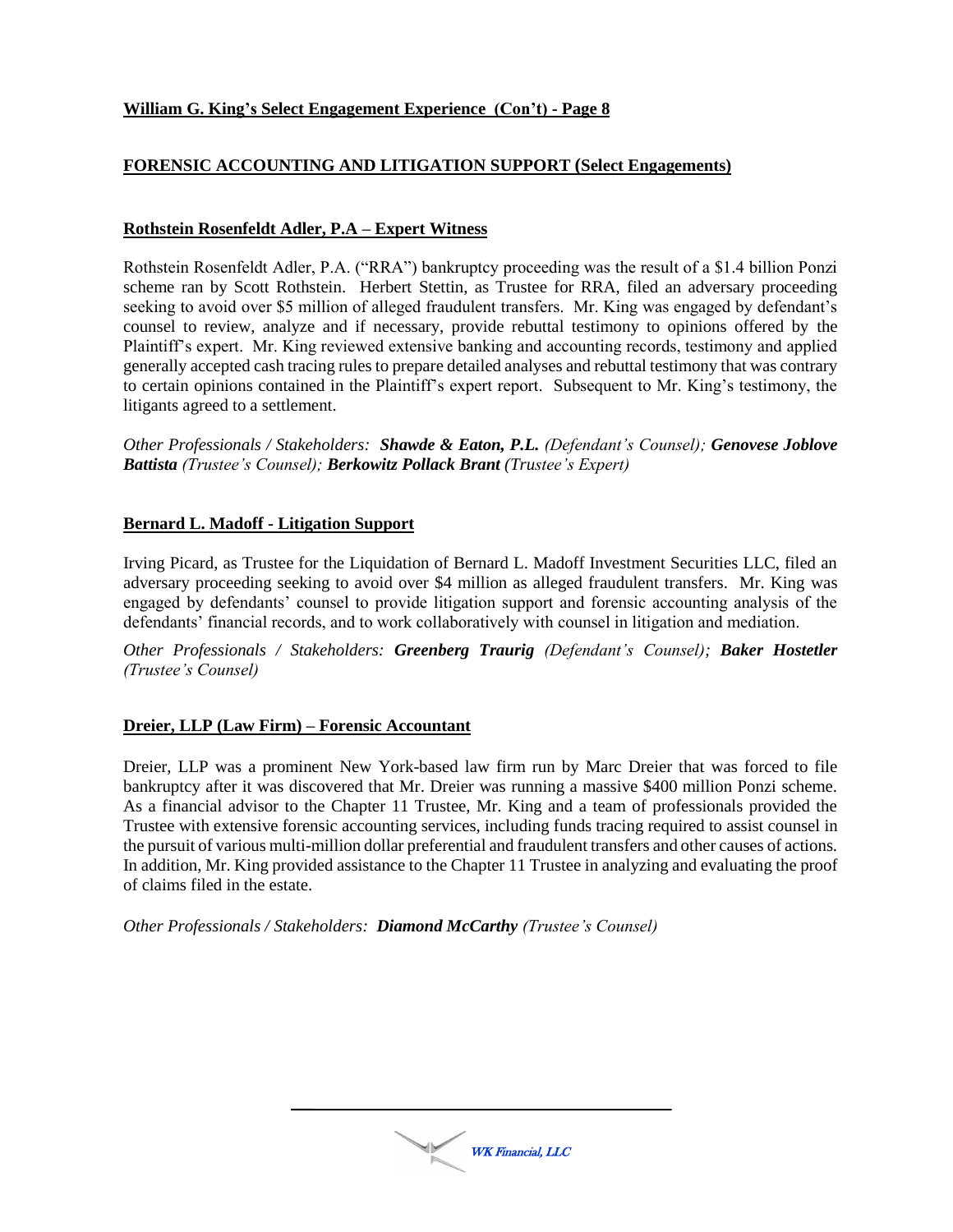**William G. King's Select Engagement Experience (Con't) - Page 8**

## FORENSIC ACCOUNTING AND LITIGATION SUPPORT (Select Engagements)

### Rothstein Rosenfeldt Adler, P.A – Expert Witness

Rothstein Rosenfeldt Adler, P.A. ("RRA") bankruptcy proceeding was the result of a $1.4 billion Ponzi scheme ran by Scott Rothstein. Herbert Stettin, as Trustee for RRA, filed an adversary proceeding seeking to avoid over $5 million of alleged fraudulent transfers. Mr. King was engaged by defendant's counsel to review, analyze and if necessary, provide rebuttal testimony to opinions offered by the Plaintiff's expert. Mr. King reviewed extensive banking and accounting records, testimony and applied generally accepted cash tracing rules to prepare detailed analyses and rebuttal testimony that was contrary to certain opinions contained in the Plaintiff's expert report. Subsequent to Mr. King's testimony, the litigants agreed to a settlement.

*Other Professionals / Stakeholders:* ***Shawde & Eaton, P.L.*** *(Defendant's Counsel);* ***Genovese Joblove Battista*** *(Trustee's Counsel);* ***Berkowitz Pollack Brant*** *(Trustee's Expert)*

### Bernard L. Madoff - Litigation Support

Irving Picard, as Trustee for the Liquidation of Bernard L. Madoff Investment Securities LLC, filed an adversary proceeding seeking to avoid over $4 million as alleged fraudulent transfers. Mr. King was engaged by defendants' counsel to provide litigation support and forensic accounting analysis of the defendants' financial records, and to work collaboratively with counsel in litigation and mediation.

*Other Professionals / Stakeholders:* ***Greenberg Traurig*** *(Defendant's Counsel);* ***Baker Hostetler*** *(Trustee's Counsel)*

### Dreier, LLP (Law Firm) – Forensic Accountant

Dreier, LLP was a prominent New York-based law firm run by Marc Dreier that was forced to file bankruptcy after it was discovered that Mr. Dreier was running a massive $400 million Ponzi scheme. As a financial advisor to the Chapter 11 Trustee, Mr. King and a team of professionals provided the Trustee with extensive forensic accounting services, including funds tracing required to assist counsel in the pursuit of various multi-million dollar preferential and fraudulent transfers and other causes of actions. In addition, Mr. King provided assistance to the Chapter 11 Trustee in analyzing and evaluating the proof of claims filed in the estate.

*Other Professionals / Stakeholders:* ***Diamond McCarthy*** *(Trustee's Counsel)*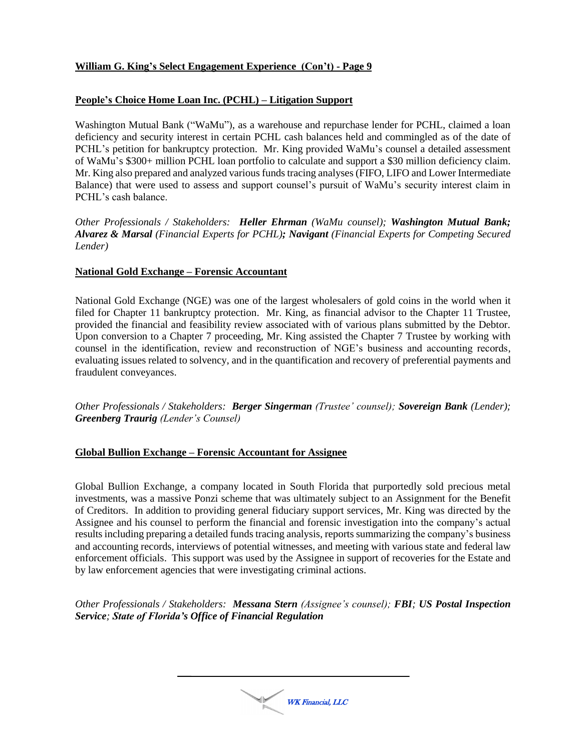## William G. King's Select Engagement Experience (Con't) - Page 9

### People's Choice Home Loan Inc. (PCHL) – Litigation Support

Washington Mutual Bank ("WaMu"), as a warehouse and repurchase lender for PCHL, claimed a loan deficiency and security interest in certain PCHL cash balances held and commingled as of the date of PCHL's petition for bankruptcy protection. Mr. King provided WaMu's counsel a detailed assessment of WaMu's $300+ million PCHL loan portfolio to calculate and support a $30 million deficiency claim. Mr. King also prepared and analyzed various funds tracing analyses (FIFO, LIFO and Lower Intermediate Balance) that were used to assess and support counsel's pursuit of WaMu's security interest claim in PCHL's cash balance.

*Other Professionals / Stakeholders:* ***Heller Ehrman*** *(WaMu counsel);* ***Washington Mutual Bank; Alvarez & Marsal*** *(Financial Experts for PCHL)****; Navigant*** *(Financial Experts for Competing Secured Lender)*

### National Gold Exchange – Forensic Accountant

National Gold Exchange (NGE) was one of the largest wholesalers of gold coins in the world when it filed for Chapter 11 bankruptcy protection. Mr. King, as financial advisor to the Chapter 11 Trustee, provided the financial and feasibility review associated with of various plans submitted by the Debtor. Upon conversion to a Chapter 7 proceeding, Mr. King assisted the Chapter 7 Trustee by working with counsel in the identification, review and reconstruction of NGE's business and accounting records, evaluating issues related to solvency, and in the quantification and recovery of preferential payments and fraudulent conveyances.

*Other Professionals / Stakeholders:* ***Berger Singerman*** *(Trustee' counsel);* ***Sovereign Bank*** *(Lender);* ***Greenberg Traurig*** *(Lender's Counsel)*

### Global Bullion Exchange – Forensic Accountant for Assignee

Global Bullion Exchange, a company located in South Florida that purportedly sold precious metal investments, was a massive Ponzi scheme that was ultimately subject to an Assignment for the Benefit of Creditors. In addition to providing general fiduciary support services, Mr. King was directed by the Assignee and his counsel to perform the financial and forensic investigation into the company's actual results including preparing a detailed funds tracing analysis, reports summarizing the company's business and accounting records, interviews of potential witnesses, and meeting with various state and federal law enforcement officials. This support was used by the Assignee in support of recoveries for the Estate and by law enforcement agencies that were investigating criminal actions.

*Other Professionals / Stakeholders:* ***Messana Stern*** *(Assignee's counsel);* ***FBI; US Postal Inspection Service; State of Florida's Office of Financial Regulation***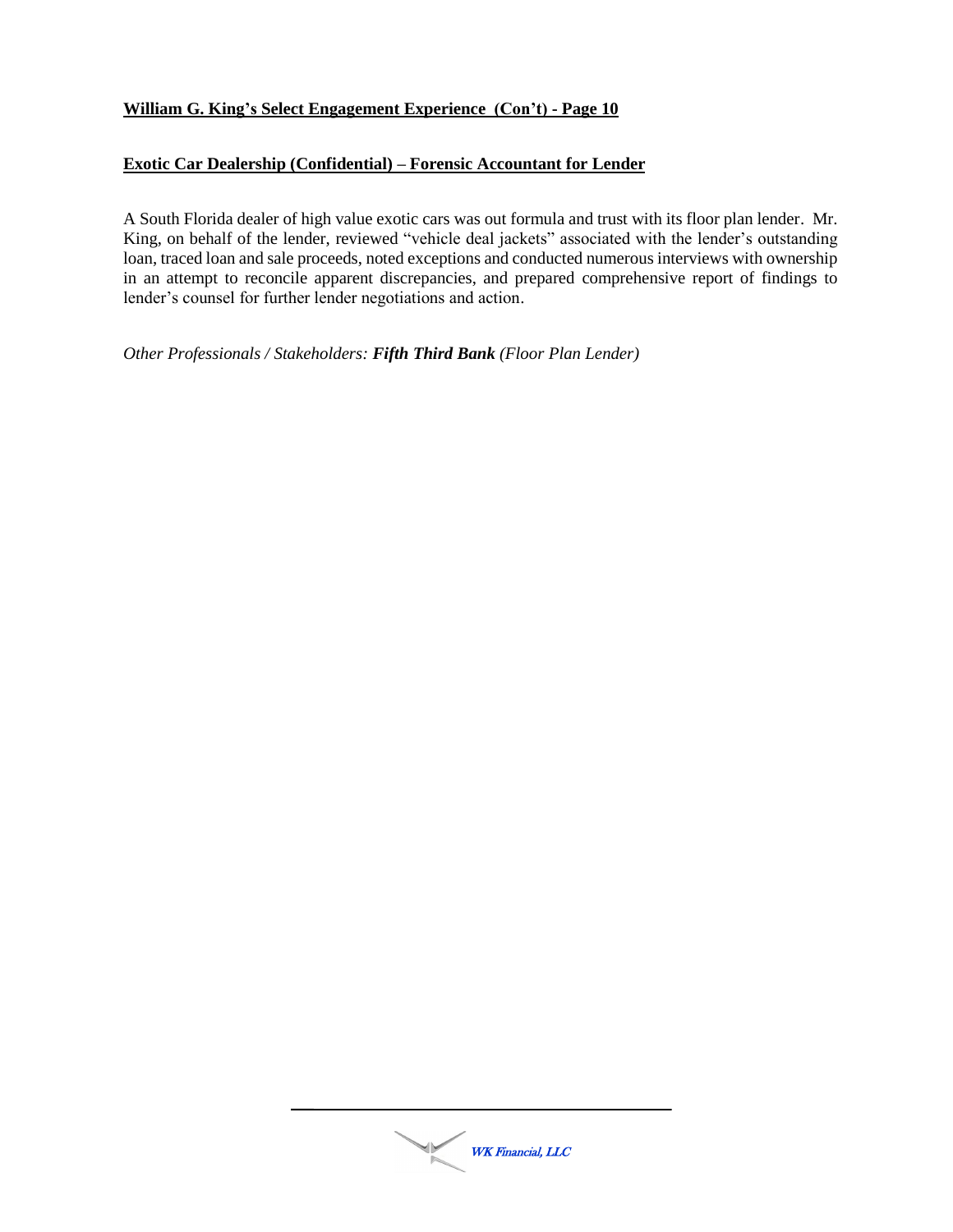**William G. King's Select Engagement Experience (Con't) - Page 10**

**Exotic Car Dealership (Confidential) – Forensic Accountant for Lender**

A South Florida dealer of high value exotic cars was out formula and trust with its floor plan lender. Mr. King, on behalf of the lender, reviewed "vehicle deal jackets" associated with the lender's outstanding loan, traced loan and sale proceeds, noted exceptions and conducted numerous interviews with ownership in an attempt to reconcile apparent discrepancies, and prepared comprehensive report of findings to lender's counsel for further lender negotiations and action.

*Other Professionals / Stakeholders:* ***Fifth Third Bank*** *(Floor Plan Lender)*